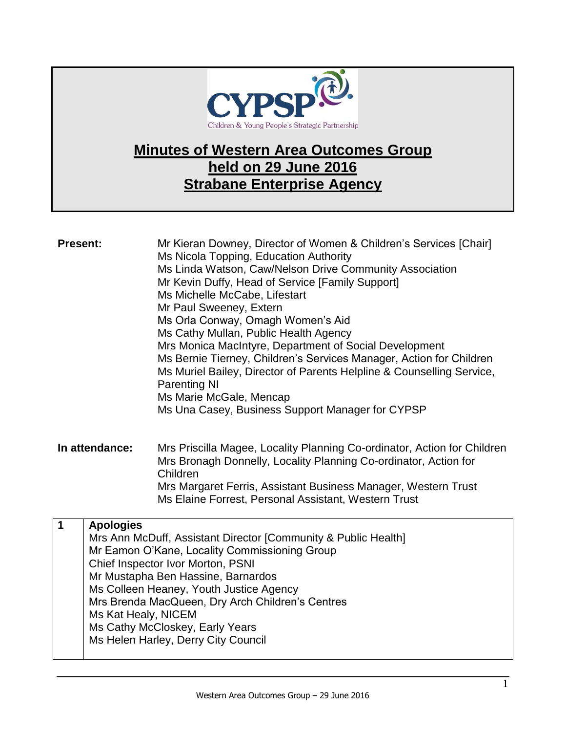# Minutes of Western Area Outcomes Group held on 29 June 2016 Strabane Enterprise Agency

**Present:**

Mr Kieran Downey, Director of Women & Children's Services [Chair]
Ms Nicola Topping, Education Authority
Ms Linda Watson, Caw/Nelson Drive Community Association
Mr Kevin Duffy, Head of Service [Family Support]
Ms Michelle McCabe, Lifestart
Mr Paul Sweeney, Extern
Ms Orla Conway, Omagh Women's Aid
Ms Cathy Mullan, Public Health Agency
Mrs Monica MacIntyre, Department of Social Development
Ms Bernie Tierney, Children's Services Manager, Action for Children
Ms Muriel Bailey, Director of Parents Helpline & Counselling Service, Parenting NI
Ms Marie McGale, Mencap
Ms Una Casey, Business Support Manager for CYPSP

**In attendance:**

Mrs Priscilla Magee, Locality Planning Co-ordinator, Action for Children
Mrs Bronagh Donnelly, Locality Planning Co-ordinator, Action for Children
Mrs Margaret Ferris, Assistant Business Manager, Western Trust
Ms Elaine Forrest, Personal Assistant, Western Trust

| 1 | **Apologies** |
|---|---|
| | Mrs Ann McDuff, Assistant Director [Community & Public Health]<br>Mr Eamon O'Kane, Locality Commissioning Group<br>Chief Inspector Ivor Morton, PSNI<br>Mr Mustapha Ben Hassine, Barnardos<br>Ms Colleen Heaney, Youth Justice Agency<br>Mrs Brenda MacQueen, Dry Arch Children's Centres<br>Ms Kat Healy, NICEM<br>Ms Cathy McCloskey, Early Years<br>Ms Helen Harley, Derry City Council |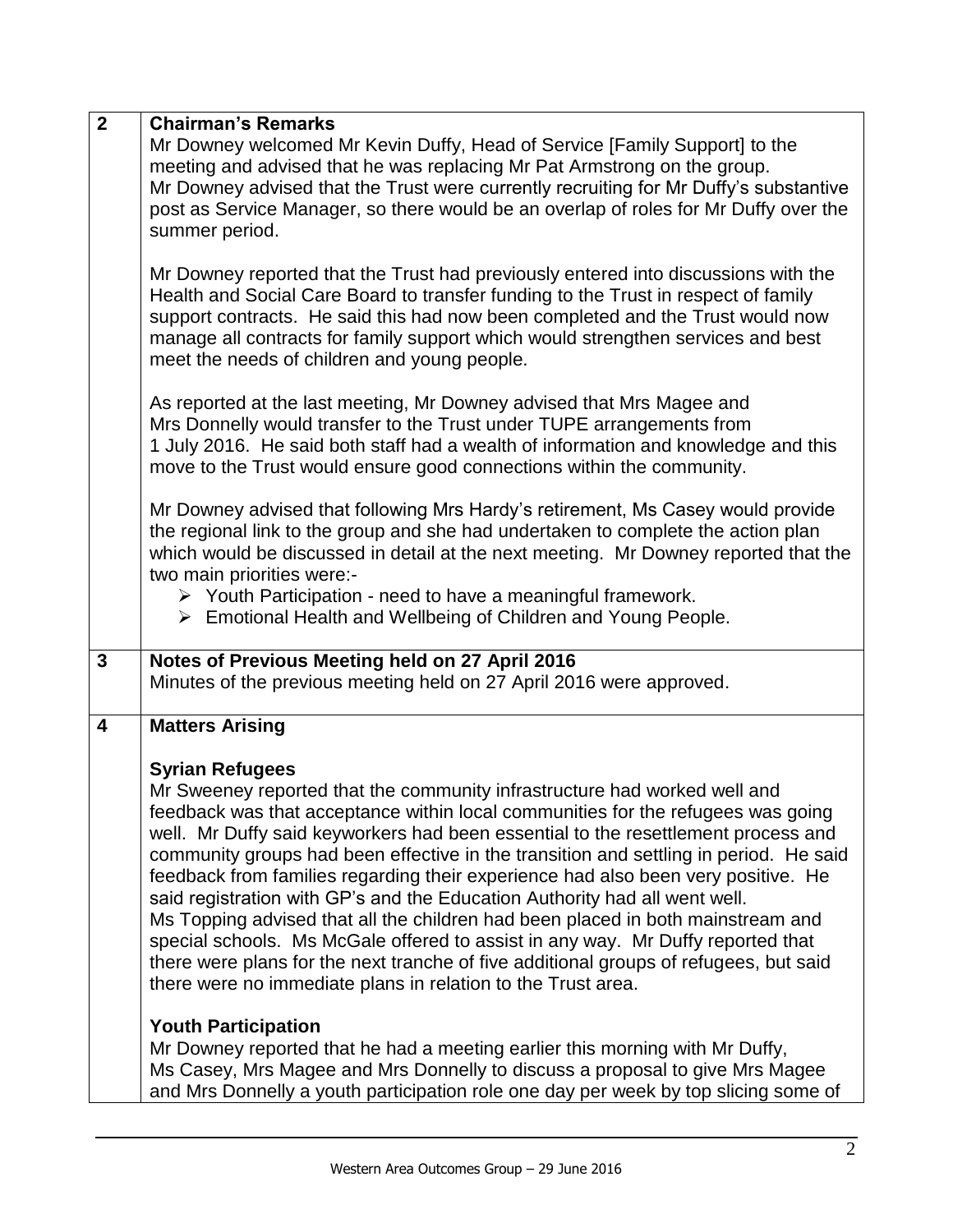| 2 | **Chairman's Remarks** |
|---|---|
| | Mr Downey welcomed Mr Kevin Duffy, Head of Service [Family Support] to the meeting and advised that he was replacing Mr Pat Armstrong on the group. Mr Downey advised that the Trust were currently recruiting for Mr Duffy's substantive post as Service Manager, so there would be an overlap of roles for Mr Duffy over the summer period.<br><br>Mr Downey reported that the Trust had previously entered into discussions with the Health and Social Care Board to transfer funding to the Trust in respect of family support contracts. He said this had now been completed and the Trust would now manage all contracts for family support which would strengthen services and best meet the needs of children and young people.<br><br>As reported at the last meeting, Mr Downey advised that Mrs Magee and Mrs Donnelly would transfer to the Trust under TUPE arrangements from 1 July 2016. He said both staff had a wealth of information and knowledge and this move to the Trust would ensure good connections within the community.<br><br>Mr Downey advised that following Mrs Hardy's retirement, Ms Casey would provide the regional link to the group and she had undertaken to complete the action plan which would be discussed in detail at the next meeting. Mr Downey reported that the two main priorities were:-<br>➢ Youth Participation - need to have a meaningful framework.<br>➢ Emotional Health and Wellbeing of Children and Young People. |
| **3** | **Notes of Previous Meeting held on 27 April 2016** |
| | Minutes of the previous meeting held on 27 April 2016 were approved. |
| **4** | **Matters Arising** |
| | **Syrian Refugees**<br>Mr Sweeney reported that the community infrastructure had worked well and feedback was that acceptance within local communities for the refugees was going well. Mr Duffy said keyworkers had been essential to the resettlement process and community groups had been effective in the transition and settling in period. He said feedback from families regarding their experience had also been very positive. He said registration with GP's and the Education Authority had all went well.<br>Ms Topping advised that all the children had been placed in both mainstream and special schools. Ms McGale offered to assist in any way. Mr Duffy reported that there were plans for the next tranche of five additional groups of refugees, but said there were no immediate plans in relation to the Trust area.<br><br>**Youth Participation**<br>Mr Downey reported that he had a meeting earlier this morning with Mr Duffy, Ms Casey, Mrs Magee and Mrs Donnelly to discuss a proposal to give Mrs Magee and Mrs Donnelly a youth participation role one day per week by top slicing some of |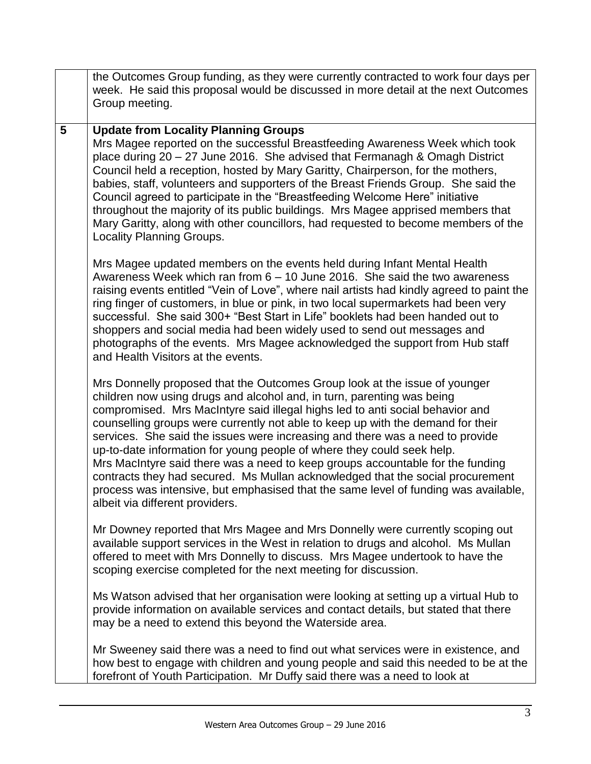| | |
|---|---|
| | the Outcomes Group funding, as they were currently contracted to work four days per week. He said this proposal would be discussed in more detail at the next Outcomes Group meeting. |
| **5** | **Update from Locality Planning Groups**<br>Mrs Magee reported on the successful Breastfeeding Awareness Week which took place during 20 – 27 June 2016. She advised that Fermanagh & Omagh District Council held a reception, hosted by Mary Garitty, Chairperson, for the mothers, babies, staff, volunteers and supporters of the Breast Friends Group. She said the Council agreed to participate in the "Breastfeeding Welcome Here" initiative throughout the majority of its public buildings. Mrs Magee apprised members that Mary Garitty, along with other councillors, had requested to become members of the Locality Planning Groups.<br><br>Mrs Magee updated members on the events held during Infant Mental Health Awareness Week which ran from 6 – 10 June 2016. She said the two awareness raising events entitled "Vein of Love", where nail artists had kindly agreed to paint the ring finger of customers, in blue or pink, in two local supermarkets had been very successful. She said 300+ "Best Start in Life" booklets had been handed out to shoppers and social media had been widely used to send out messages and photographs of the events. Mrs Magee acknowledged the support from Hub staff and Health Visitors at the events.<br><br>Mrs Donnelly proposed that the Outcomes Group look at the issue of younger children now using drugs and alcohol and, in turn, parenting was being compromised. Mrs MacIntyre said illegal highs led to anti social behavior and counselling groups were currently not able to keep up with the demand for their services. She said the issues were increasing and there was a need to provide up-to-date information for young people of where they could seek help. Mrs MacIntyre said there was a need to keep groups accountable for the funding contracts they had secured. Ms Mullan acknowledged that the social procurement process was intensive, but emphasised that the same level of funding was available, albeit via different providers.<br><br>Mr Downey reported that Mrs Magee and Mrs Donnelly were currently scoping out available support services in the West in relation to drugs and alcohol. Ms Mullan offered to meet with Mrs Donnelly to discuss. Mrs Magee undertook to have the scoping exercise completed for the next meeting for discussion.<br><br>Ms Watson advised that her organisation were looking at setting up a virtual Hub to provide information on available services and contact details, but stated that there may be a need to extend this beyond the Waterside area.<br><br>Mr Sweeney said there was a need to find out what services were in existence, and how best to engage with children and young people and said this needed to be at the forefront of Youth Participation. Mr Duffy said there was a need to look at |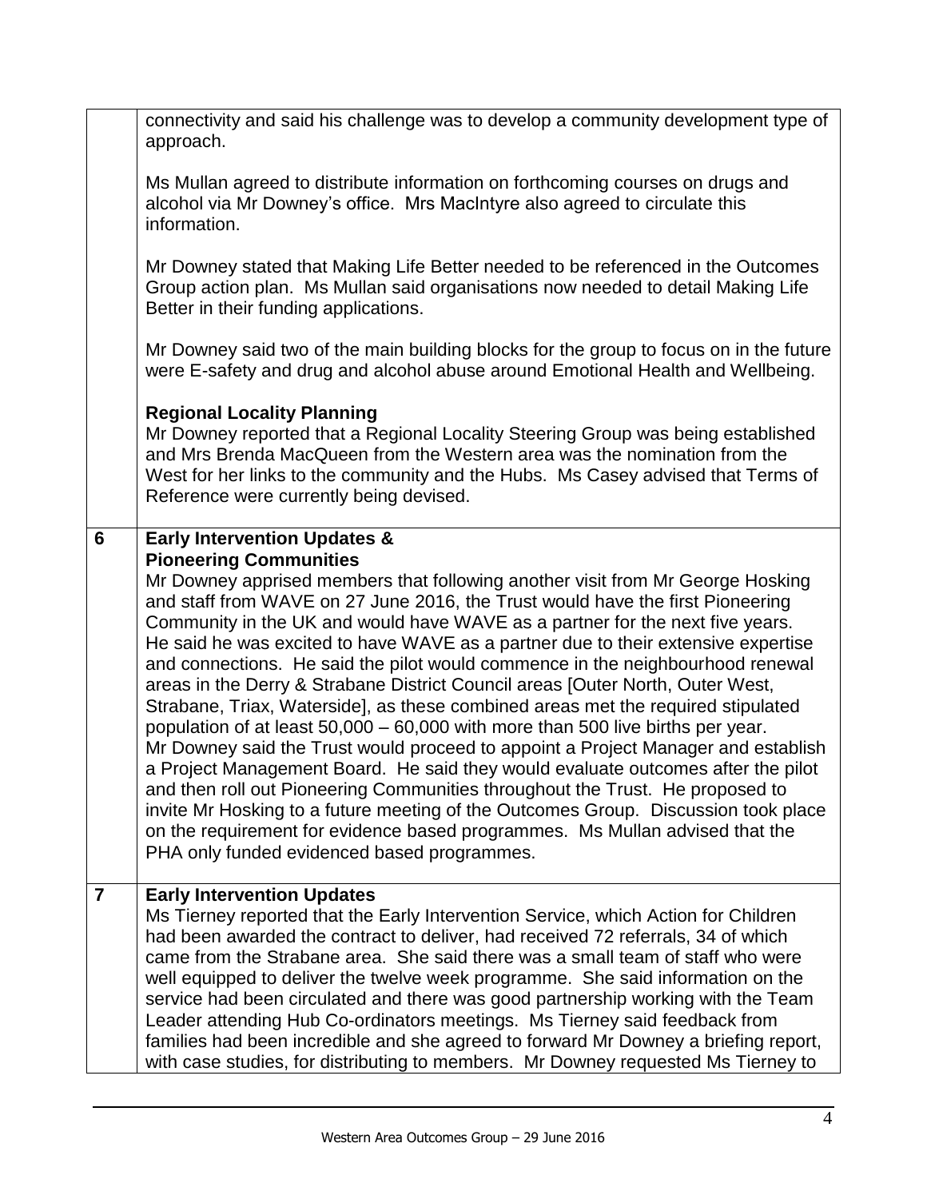|   |   |
|---|---|
|   | connectivity and said his challenge was to develop a community development type of approach.<br><br>Ms Mullan agreed to distribute information on forthcoming courses on drugs and alcohol via Mr Downey's office. Mrs MacIntyre also agreed to circulate this information.<br><br>Mr Downey stated that Making Life Better needed to be referenced in the Outcomes Group action plan. Ms Mullan said organisations now needed to detail Making Life Better in their funding applications.<br><br>Mr Downey said two of the main building blocks for the group to focus on in the future were E-safety and drug and alcohol abuse around Emotional Health and Wellbeing.<br><br>**Regional Locality Planning**<br>Mr Downey reported that a Regional Locality Steering Group was being established and Mrs Brenda MacQueen from the Western area was the nomination from the West for her links to the community and the Hubs. Ms Casey advised that Terms of Reference were currently being devised. |
| **6** | **Early Intervention Updates &**<br>**Pioneering Communities**<br>Mr Downey apprised members that following another visit from Mr George Hosking and staff from WAVE on 27 June 2016, the Trust would have the first Pioneering Community in the UK and would have WAVE as a partner for the next five years. He said he was excited to have WAVE as a partner due to their extensive expertise and connections. He said the pilot would commence in the neighbourhood renewal areas in the Derry & Strabane District Council areas [Outer North, Outer West, Strabane, Triax, Waterside], as these combined areas met the required stipulated population of at least 50,000 – 60,000 with more than 500 live births per year. Mr Downey said the Trust would proceed to appoint a Project Manager and establish a Project Management Board. He said they would evaluate outcomes after the pilot and then roll out Pioneering Communities throughout the Trust. He proposed to invite Mr Hosking to a future meeting of the Outcomes Group. Discussion took place on the requirement for evidence based programmes. Ms Mullan advised that the PHA only funded evidenced based programmes. |
| **7** | **Early Intervention Updates**<br>Ms Tierney reported that the Early Intervention Service, which Action for Children had been awarded the contract to deliver, had received 72 referrals, 34 of which came from the Strabane area. She said there was a small team of staff who were well equipped to deliver the twelve week programme. She said information on the service had been circulated and there was good partnership working with the Team Leader attending Hub Co-ordinators meetings. Ms Tierney said feedback from families had been incredible and she agreed to forward Mr Downey a briefing report, with case studies, for distributing to members. Mr Downey requested Ms Tierney to |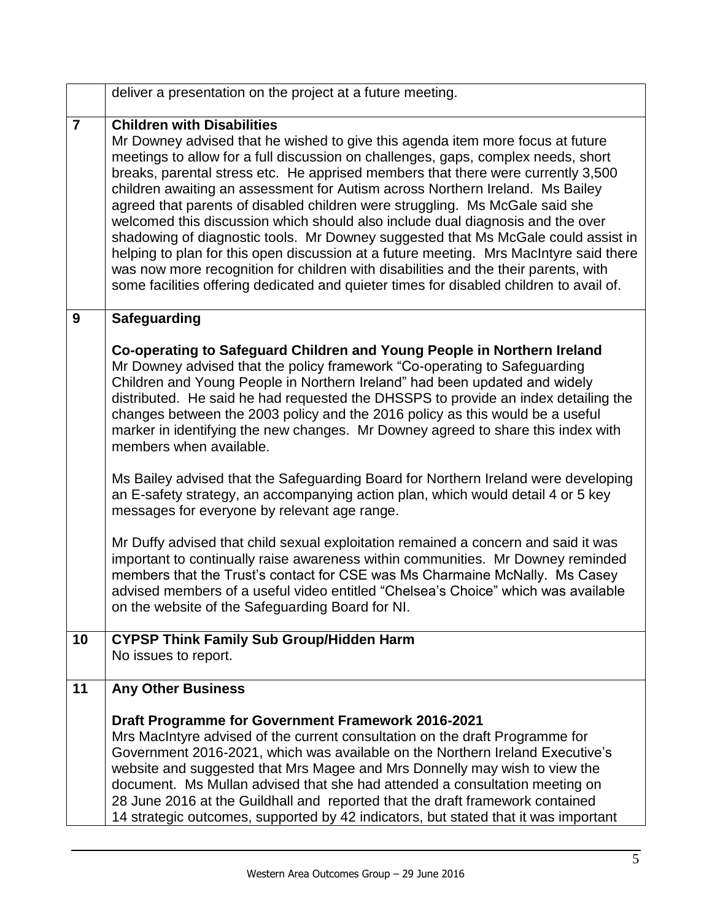| | |
|---|---|
| | deliver a presentation on the project at a future meeting. |
| **7** | **Children with Disabilities**<br>Mr Downey advised that he wished to give this agenda item more focus at future meetings to allow for a full discussion on challenges, gaps, complex needs, short breaks, parental stress etc. He apprised members that there were currently 3,500 children awaiting an assessment for Autism across Northern Ireland. Ms Bailey agreed that parents of disabled children were struggling. Ms McGale said she welcomed this discussion which should also include dual diagnosis and the over shadowing of diagnostic tools. Mr Downey suggested that Ms McGale could assist in helping to plan for this open discussion at a future meeting. Mrs MacIntyre said there was now more recognition for children with disabilities and the their parents, with some facilities offering dedicated and quieter times for disabled children to avail of. |
| **9** | **Safeguarding**<br><br>**Co-operating to Safeguard Children and Young People in Northern Ireland**<br>Mr Downey advised that the policy framework "Co-operating to Safeguarding Children and Young People in Northern Ireland" had been updated and widely distributed. He said he had requested the DHSSPS to provide an index detailing the changes between the 2003 policy and the 2016 policy as this would be a useful marker in identifying the new changes. Mr Downey agreed to share this index with members when available.<br><br>Ms Bailey advised that the Safeguarding Board for Northern Ireland were developing an E-safety strategy, an accompanying action plan, which would detail 4 or 5 key messages for everyone by relevant age range.<br><br>Mr Duffy advised that child sexual exploitation remained a concern and said it was important to continually raise awareness within communities. Mr Downey reminded members that the Trust's contact for CSE was Ms Charmaine McNally. Ms Casey advised members of a useful video entitled "Chelsea's Choice" which was available on the website of the Safeguarding Board for NI. |
| **10** | **CYPSP Think Family Sub Group/Hidden Harm**<br>No issues to report. |
| **11** | **Any Other Business**<br><br>**Draft Programme for Government Framework 2016-2021**<br>Mrs MacIntyre advised of the current consultation on the draft Programme for Government 2016-2021, which was available on the Northern Ireland Executive's website and suggested that Mrs Magee and Mrs Donnelly may wish to view the document. Ms Mullan advised that she had attended a consultation meeting on 28 June 2016 at the Guildhall and reported that the draft framework contained 14 strategic outcomes, supported by 42 indicators, but stated that it was important |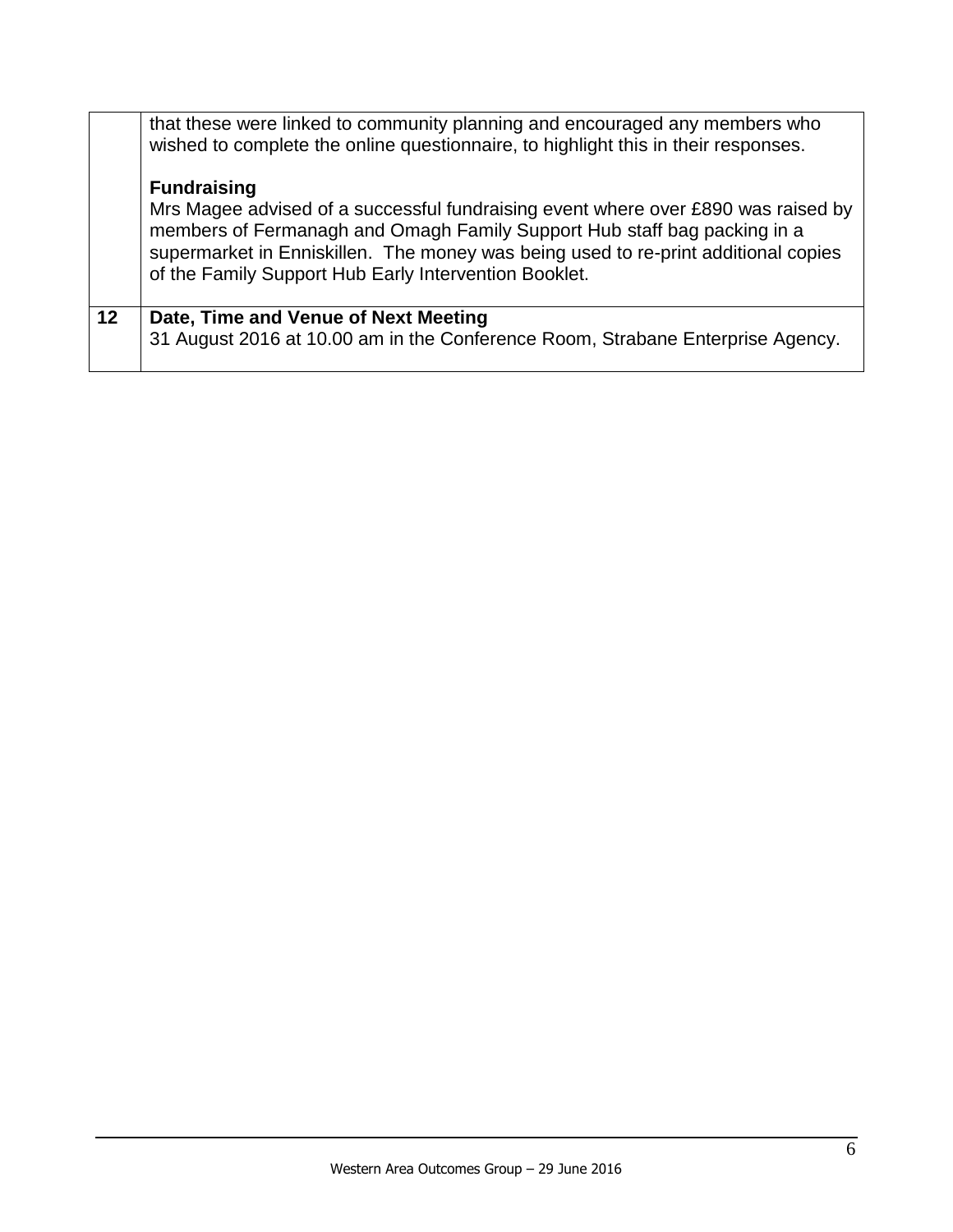| | |
|---|---|
| | that these were linked to community planning and encouraged any members who wished to complete the online questionnaire, to highlight this in their responses.<br><br>**Fundraising**<br>Mrs Magee advised of a successful fundraising event where over £890 was raised by members of Fermanagh and Omagh Family Support Hub staff bag packing in a supermarket in Enniskillen. The money was being used to re-print additional copies of the Family Support Hub Early Intervention Booklet. |
| **12** | **Date, Time and Venue of Next Meeting**<br>31 August 2016 at 10.00 am in the Conference Room, Strabane Enterprise Agency. |